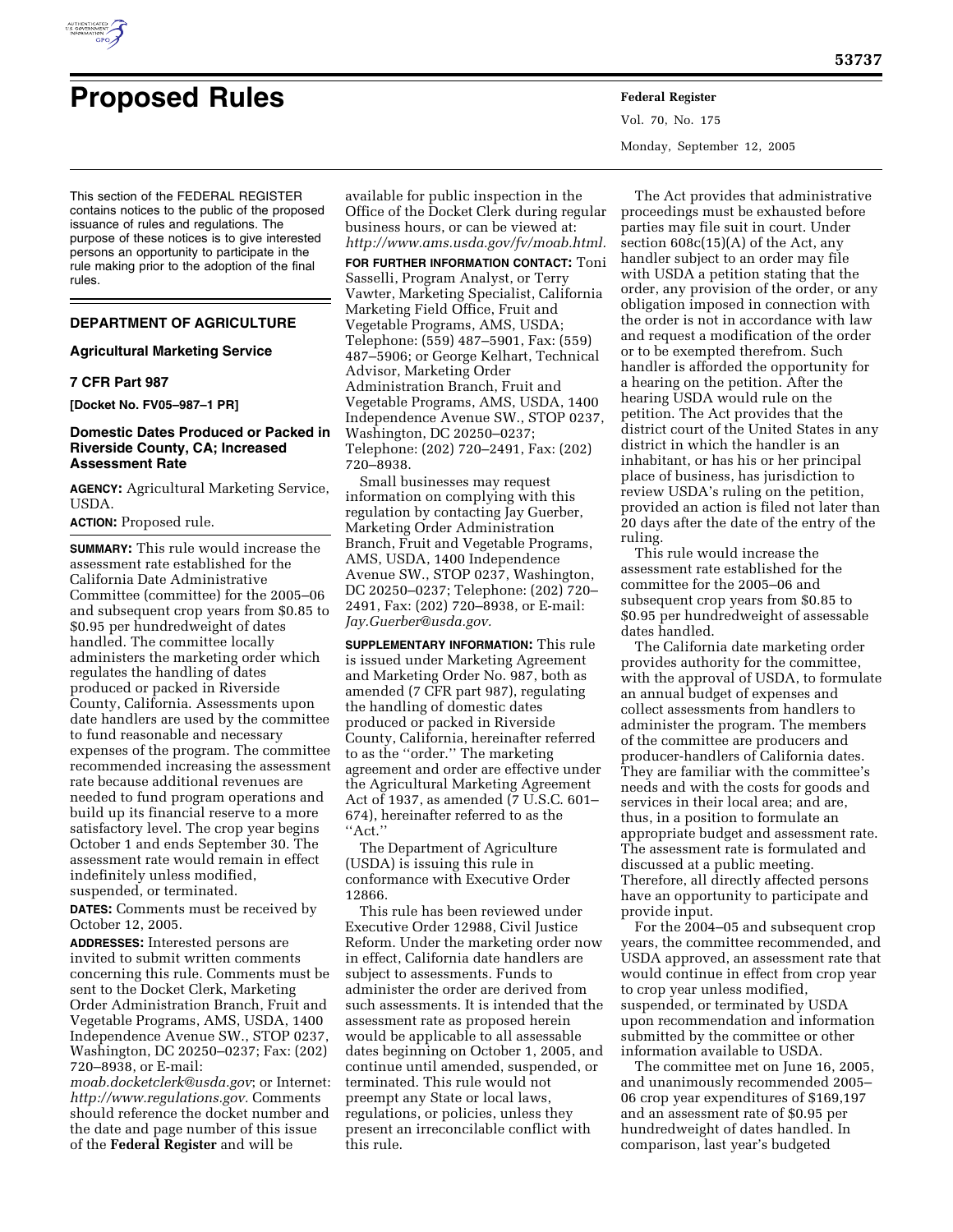# Proposed Rules

This section of the FEDERAL REGISTER contains notices to the public of the proposed issuance of rules and regulations. The purpose of these notices is to give interested persons an opportunity to participate in the rule making prior to the adoption of the final rules.

## DEPARTMENT OF AGRICULTURE

### Agricultural Marketing Service

### 7 CFR Part 987

**[Docket No. FV05–987–1 PR]**

### Domestic Dates Produced or Packed in Riverside County, CA; Increased Assessment Rate

**AGENCY:** Agricultural Marketing Service, USDA.

**ACTION:** Proposed rule.

**SUMMARY:** This rule would increase the assessment rate established for the California Date Administrative Committee (committee) for the 2005–06 and subsequent crop years from $0.85 to $0.95 per hundredweight of dates handled. The committee locally administers the marketing order which regulates the handling of dates produced or packed in Riverside County, California. Assessments upon date handlers are used by the committee to fund reasonable and necessary expenses of the program. The committee recommended increasing the assessment rate because additional revenues are needed to fund program operations and build up its financial reserve to a more satisfactory level. The crop year begins October 1 and ends September 30. The assessment rate would remain in effect indefinitely unless modified, suspended, or terminated.

**DATES:** Comments must be received by October 12, 2005.

**ADDRESSES:** Interested persons are invited to submit written comments concerning this rule. Comments must be sent to the Docket Clerk, Marketing Order Administration Branch, Fruit and Vegetable Programs, AMS, USDA, 1400 Independence Avenue SW., STOP 0237, Washington, DC 20250–0237; Fax: (202) 720–8938, or E-mail: *moab.docketclerk@usda.gov*; or Internet: *http://www.regulations.gov.* Comments should reference the docket number and the date and page number of this issue of the **Federal Register** and will be available for public inspection in the Office of the Docket Clerk during regular business hours, or can be viewed at: *http://www.ams.usda.gov/fv/moab.html.*

**FOR FURTHER INFORMATION CONTACT:** Toni Sasselli, Program Analyst, or Terry Vawter, Marketing Specialist, California Marketing Field Office, Fruit and Vegetable Programs, AMS, USDA; Telephone: (559) 487–5901, Fax: (559) 487–5906; or George Kelhart, Technical Advisor, Marketing Order Administration Branch, Fruit and Vegetable Programs, AMS, USDA, 1400 Independence Avenue SW., STOP 0237, Washington, DC 20250–0237; Telephone: (202) 720–2491, Fax: (202) 720–8938.

Small businesses may request information on complying with this regulation by contacting Jay Guerber, Marketing Order Administration Branch, Fruit and Vegetable Programs, AMS, USDA, 1400 Independence Avenue SW., STOP 0237, Washington, DC 20250–0237; Telephone: (202) 720–2491, Fax: (202) 720–8938, or E-mail: *Jay.Guerber@usda.gov.*

**SUPPLEMENTARY INFORMATION:** This rule is issued under Marketing Agreement and Marketing Order No. 987, both as amended (7 CFR part 987), regulating the handling of domestic dates produced or packed in Riverside County, California, hereinafter referred to as the ''order.'' The marketing agreement and order are effective under the Agricultural Marketing Agreement Act of 1937, as amended (7 U.S.C. 601–674), hereinafter referred to as the ''Act.''

The Department of Agriculture (USDA) is issuing this rule in conformance with Executive Order 12866.

This rule has been reviewed under Executive Order 12988, Civil Justice Reform. Under the marketing order now in effect, California date handlers are subject to assessments. Funds to administer the order are derived from such assessments. It is intended that the assessment rate as proposed herein would be applicable to all assessable dates beginning on October 1, 2005, and continue until amended, suspended, or terminated. This rule would not preempt any State or local laws, regulations, or policies, unless they present an irreconcilable conflict with this rule.

The Act provides that administrative proceedings must be exhausted before parties may file suit in court. Under section 608c(15)(A) of the Act, any handler subject to an order may file with USDA a petition stating that the order, any provision of the order, or any obligation imposed in connection with the order is not in accordance with law and request a modification of the order or to be exempted therefrom. Such handler is afforded the opportunity for a hearing on the petition. After the hearing USDA would rule on the petition. The Act provides that the district court of the United States in any district in which the handler is an inhabitant, or has his or her principal place of business, has jurisdiction to review USDA's ruling on the petition, provided an action is filed not later than 20 days after the date of the entry of the ruling.

This rule would increase the assessment rate established for the committee for the 2005–06 and subsequent crop years from $0.85 to $0.95 per hundredweight of assessable dates handled.

The California date marketing order provides authority for the committee, with the approval of USDA, to formulate an annual budget of expenses and collect assessments from handlers to administer the program. The members of the committee are producers and producer-handlers of California dates. They are familiar with the committee's needs and with the costs for goods and services in their local area; and are, thus, in a position to formulate an appropriate budget and assessment rate. The assessment rate is formulated and discussed at a public meeting. Therefore, all directly affected persons have an opportunity to participate and provide input.

For the 2004–05 and subsequent crop years, the committee recommended, and USDA approved, an assessment rate that would continue in effect from crop year to crop year unless modified, suspended, or terminated by USDA upon recommendation and information submitted by the committee or other information available to USDA.

The committee met on June 16, 2005, and unanimously recommended 2005–06 crop year expenditures of $169,197 and an assessment rate of $0.95 per hundredweight of dates handled. In comparison, last year's budgeted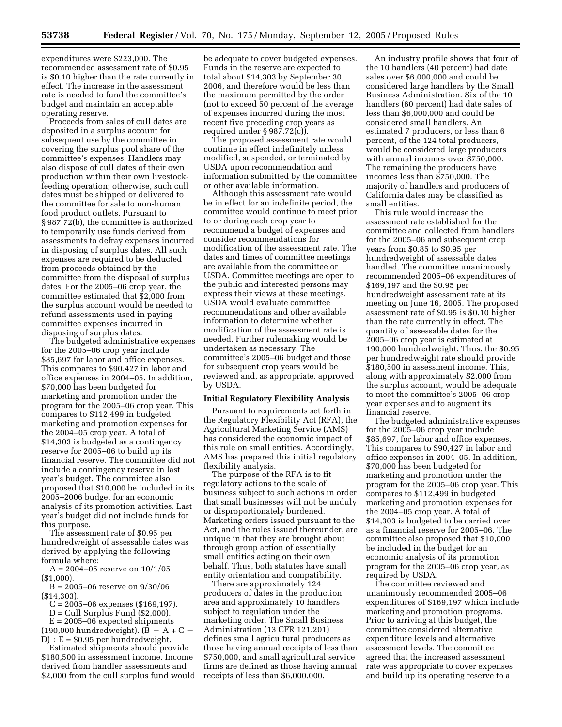expenditures were $223,000. The recommended assessment rate of $0.95 is $0.10 higher than the rate currently in effect. The increase in the assessment rate is needed to fund the committee's budget and maintain an acceptable operating reserve.

Proceeds from sales of cull dates are deposited in a surplus account for subsequent use by the committee in covering the surplus pool share of the committee's expenses. Handlers may also dispose of cull dates of their own production within their own livestock-feeding operation; otherwise, such cull dates must be shipped or delivered to the committee for sale to non-human food product outlets. Pursuant to § 987.72(b), the committee is authorized to temporarily use funds derived from assessments to defray expenses incurred in disposing of surplus dates. All such expenses are required to be deducted from proceeds obtained by the committee from the disposal of surplus dates. For the 2005–06 crop year, the committee estimated that $2,000 from the surplus account would be needed to refund assessments used in paying committee expenses incurred in disposing of surplus dates.

The budgeted administrative expenses for the 2005–06 crop year include $85,697 for labor and office expenses. This compares to $90,427 in labor and office expenses in 2004–05. In addition, $70,000 has been budgeted for marketing and promotion under the program for the 2005–06 crop year. This compares to $112,499 in budgeted marketing and promotion expenses for the 2004–05 crop year. A total of $14,303 is budgeted as a contingency reserve for 2005–06 to build up its financial reserve. The committee did not include a contingency reserve in last year's budget. The committee also proposed that $10,000 be included in its 2005–2006 budget for an economic analysis of its promotion activities. Last year's budget did not include funds for this purpose.

The assessment rate of $0.95 per hundredweight of assessable dates was derived by applying the following formula where:

A = 2004–05 reserve on 10/1/05 ($1,000).

B = 2005–06 reserve on 9/30/06 ($14,303).

C = 2005–06 expenses ($169,197).

D = Cull Surplus Fund ($2,000).

E = 2005–06 expected shipments (190,000 hundredweight). $(B - A + C - D) \div E$ = $0.95 per hundredweight.

Estimated shipments should provide $180,500 in assessment income. Income derived from handler assessments and $2,000 from the cull surplus fund would be adequate to cover budgeted expenses. Funds in the reserve are expected to total about $14,303 by September 30, 2006, and therefore would be less than the maximum permitted by the order (not to exceed 50 percent of the average of expenses incurred during the most recent five preceding crop years as required under § 987.72(c)).

The proposed assessment rate would continue in effect indefinitely unless modified, suspended, or terminated by USDA upon recommendation and information submitted by the committee or other available information.

Although this assessment rate would be in effect for an indefinite period, the committee would continue to meet prior to or during each crop year to recommend a budget of expenses and consider recommendations for modification of the assessment rate. The dates and times of committee meetings are available from the committee or USDA. Committee meetings are open to the public and interested persons may express their views at these meetings. USDA would evaluate committee recommendations and other available information to determine whether modification of the assessment rate is needed. Further rulemaking would be undertaken as necessary. The committee's 2005–06 budget and those for subsequent crop years would be reviewed and, as appropriate, approved by USDA.

## Initial Regulatory Flexibility Analysis

Pursuant to requirements set forth in the Regulatory Flexibility Act (RFA), the Agricultural Marketing Service (AMS) has considered the economic impact of this rule on small entities. Accordingly, AMS has prepared this initial regulatory flexibility analysis.

The purpose of the RFA is to fit regulatory actions to the scale of business subject to such actions in order that small businesses will not be unduly or disproportionately burdened. Marketing orders issued pursuant to the Act, and the rules issued thereunder, are unique in that they are brought about through group action of essentially small entities acting on their own behalf. Thus, both statutes have small entity orientation and compatibility.

There are approximately 124 producers of dates in the production area and approximately 10 handlers subject to regulation under the marketing order. The Small Business Administration (13 CFR 121.201) defines small agricultural producers as those having annual receipts of less than $750,000, and small agricultural service firms are defined as those having annual receipts of less than $6,000,000.

An industry profile shows that four of the 10 handlers (40 percent) had date sales over $6,000,000 and could be considered large handlers by the Small Business Administration. Six of the 10 handlers (60 percent) had date sales of less than $6,000,000 and could be considered small handlers. An estimated 7 producers, or less than 6 percent, of the 124 total producers, would be considered large producers with annual incomes over $750,000. The remaining the producers have incomes less than $750,000. The majority of handlers and producers of California dates may be classified as small entities.

This rule would increase the assessment rate established for the committee and collected from handlers for the 2005–06 and subsequent crop years from $0.85 to $0.95 per hundredweight of assessable dates handled. The committee unanimously recommended 2005–06 expenditures of $169,197 and the $0.95 per hundredweight assessment rate at its meeting on June 16, 2005. The proposed assessment rate of $0.95 is $0.10 higher than the rate currently in effect. The quantity of assessable dates for the 2005–06 crop year is estimated at 190,000 hundredweight. Thus, the $0.95 per hundredweight rate should provide $180,500 in assessment income. This, along with approximately $2,000 from the surplus account, would be adequate to meet the committee's 2005–06 crop year expenses and to augment its financial reserve.

The budgeted administrative expenses for the 2005–06 crop year include $85,697, for labor and office expenses. This compares to $90,427 in labor and office expenses in 2004–05. In addition, $70,000 has been budgeted for marketing and promotion under the program for the 2005–06 crop year. This compares to $112,499 in budgeted marketing and promotion expenses for the 2004–05 crop year. A total of $14,303 is budgeted to be carried over as a financial reserve for 2005–06. The committee also proposed that $10,000 be included in the budget for an economic analysis of its promotion program for the 2005–06 crop year, as required by USDA.

The committee reviewed and unanimously recommended 2005–06 expenditures of $169,197 which include marketing and promotion programs. Prior to arriving at this budget, the committee considered alternative expenditure levels and alternative assessment levels. The committee agreed that the increased assessment rate was appropriate to cover expenses and build up its operating reserve to a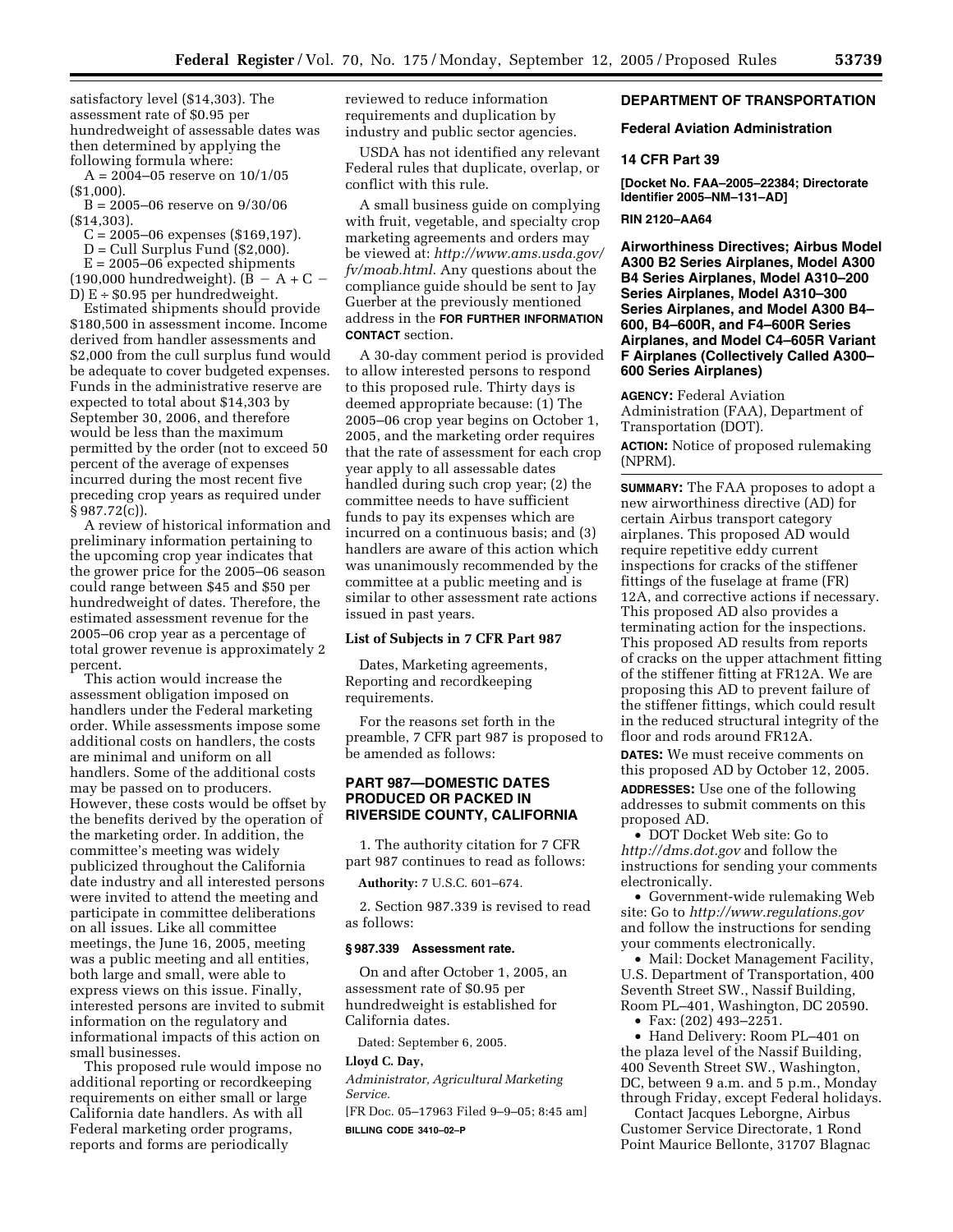satisfactory level ($14,303). The assessment rate of $0.95 per hundredweight of assessable dates was then determined by applying the following formula where:

A = 2004–05 reserve on 10/1/05 ($1,000).

B = 2005–06 reserve on 9/30/06 ($14,303).

C = 2005–06 expenses ($169,197).

D = Cull Surplus Fund ($2,000).

E = 2005–06 expected shipments (190,000 hundredweight). $(B - A + C - D) E \div \$0.95$ per hundredweight.

Estimated shipments should provide $180,500 in assessment income. Income derived from handler assessments and $2,000 from the cull surplus fund would be adequate to cover budgeted expenses. Funds in the administrative reserve are expected to total about $14,303 by September 30, 2006, and therefore would be less than the maximum permitted by the order (not to exceed 50 percent of the average of expenses incurred during the most recent five preceding crop years as required under § 987.72(c)).

A review of historical information and preliminary information pertaining to the upcoming crop year indicates that the grower price for the 2005–06 season could range between $45 and $50 per hundredweight of dates. Therefore, the estimated assessment revenue for the 2005–06 crop year as a percentage of total grower revenue is approximately 2 percent.

This action would increase the assessment obligation imposed on handlers under the Federal marketing order. While assessments impose some additional costs on handlers, the costs are minimal and uniform on all handlers. Some of the additional costs may be passed on to producers. However, these costs would be offset by the benefits derived by the operation of the marketing order. In addition, the committee's meeting was widely publicized throughout the California date industry and all interested persons were invited to attend the meeting and participate in committee deliberations on all issues. Like all committee meetings, the June 16, 2005, meeting was a public meeting and all entities, both large and small, were able to express views on this issue. Finally, interested persons are invited to submit information on the regulatory and informational impacts of this action on small businesses.

This proposed rule would impose no additional reporting or recordkeeping requirements on either small or large California date handlers. As with all Federal marketing order programs, reports and forms are periodically reviewed to reduce information requirements and duplication by industry and public sector agencies.

USDA has not identified any relevant Federal rules that duplicate, overlap, or conflict with this rule.

A small business guide on complying with fruit, vegetable, and specialty crop marketing agreements and orders may be viewed at: *http://www.ams.usda.gov/fv/moab.html*. Any questions about the compliance guide should be sent to Jay Guerber at the previously mentioned address in the **FOR FURTHER INFORMATION CONTACT** section.

A 30-day comment period is provided to allow interested persons to respond to this proposed rule. Thirty days is deemed appropriate because: (1) The 2005–06 crop year begins on October 1, 2005, and the marketing order requires that the rate of assessment for each crop year apply to all assessable dates handled during such crop year; (2) the committee needs to have sufficient funds to pay its expenses which are incurred on a continuous basis; and (3) handlers are aware of this action which was unanimously recommended by the committee at a public meeting and is similar to other assessment rate actions issued in past years.

### List of Subjects in 7 CFR Part 987

Dates, Marketing agreements, Reporting and recordkeeping requirements.

For the reasons set forth in the preamble, 7 CFR part 987 is proposed to be amended as follows:

## PART 987—DOMESTIC DATES PRODUCED OR PACKED IN RIVERSIDE COUNTY, CALIFORNIA

1. The authority citation for 7 CFR part 987 continues to read as follows:

**Authority:** 7 U.S.C. 601–674.

2. Section 987.339 is revised to read as follows:

### § 987.339 Assessment rate.

On and after October 1, 2005, an assessment rate of $0.95 per hundredweight is established for California dates.

Dated: September 6, 2005.

**Lloyd C. Day,**

*Administrator, Agricultural Marketing Service.*

[FR Doc. 05–17963 Filed 9–9–05; 8:45 am]

**BILLING CODE 3410–02–P**

## DEPARTMENT OF TRANSPORTATION

### Federal Aviation Administration

### 14 CFR Part 39

**[Docket No. FAA–2005–22384; Directorate Identifier 2005–NM–131–AD]**

**RIN 2120–AA64**

## Airworthiness Directives; Airbus Model A300 B2 Series Airplanes, Model A300 B4 Series Airplanes, Model A310–200 Series Airplanes, Model A310–300 Series Airplanes, and Model A300 B4–600, B4–600R, and F4–600R Series Airplanes, and Model C4–605R Variant F Airplanes (Collectively Called A300–600 Series Airplanes)

**AGENCY:** Federal Aviation Administration (FAA), Department of Transportation (DOT).

**ACTION:** Notice of proposed rulemaking (NPRM).

**SUMMARY:** The FAA proposes to adopt a new airworthiness directive (AD) for certain Airbus transport category airplanes. This proposed AD would require repetitive eddy current inspections for cracks of the stiffener fittings of the fuselage at frame (FR) 12A, and corrective actions if necessary. This proposed AD also provides a terminating action for the inspections. This proposed AD results from reports of cracks on the upper attachment fitting of the stiffener fitting at FR12A. We are proposing this AD to prevent failure of the stiffener fittings, which could result in the reduced structural integrity of the floor and rods around FR12A.

**DATES:** We must receive comments on this proposed AD by October 12, 2005.

**ADDRESSES:** Use one of the following addresses to submit comments on this proposed AD.

- DOT Docket Web site: Go to *http://dms.dot.gov* and follow the instructions for sending your comments electronically.
- Government-wide rulemaking Web site: Go to *http://www.regulations.gov* and follow the instructions for sending your comments electronically.
- Mail: Docket Management Facility, U.S. Department of Transportation, 400 Seventh Street SW., Nassif Building, Room PL–401, Washington, DC 20590.
- Fax: (202) 493–2251.
- Hand Delivery: Room PL–401 on the plaza level of the Nassif Building, 400 Seventh Street SW., Washington, DC, between 9 a.m. and 5 p.m., Monday through Friday, except Federal holidays.

Contact Jacques Leborgne, Airbus Customer Service Directorate, 1 Rond Point Maurice Bellonte, 31707 Blagnac